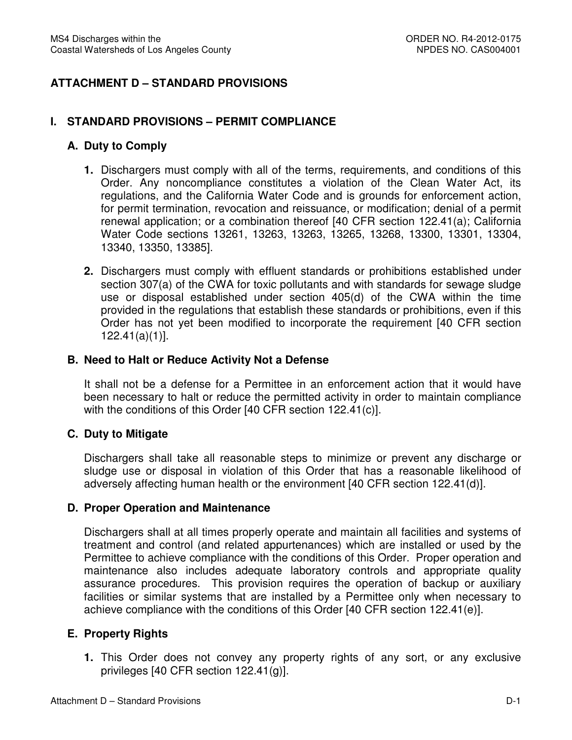# ATTACHMENT D – STANDARD PROVISIONS

## I. STANDARD PROVISIONS – PERMIT COMPLIANCE

### A. Duty to Comply

1. Dischargers must comply with all of the terms, requirements, and conditions of this Order. Any noncompliance constitutes a violation of the Clean Water Act, its regulations, and the California Water Code and is grounds for enforcement action, for permit termination, revocation and reissuance, or modification; denial of a permit renewal application; or a combination thereof [40 CFR section 122.41(a); California Water Code sections 13261, 13263, 13263, 13265, 13268, 13300, 13301, 13304, 13340, 13350, 13385].

2. Dischargers must comply with effluent standards or prohibitions established under section 307(a) of the CWA for toxic pollutants and with standards for sewage sludge use or disposal established under section 405(d) of the CWA within the time provided in the regulations that establish these standards or prohibitions, even if this Order has not yet been modified to incorporate the requirement [40 CFR section 122.41(a)(1)].

### B. Need to Halt or Reduce Activity Not a Defense

It shall not be a defense for a Permittee in an enforcement action that it would have been necessary to halt or reduce the permitted activity in order to maintain compliance with the conditions of this Order [40 CFR section 122.41(c)].

### C. Duty to Mitigate

Dischargers shall take all reasonable steps to minimize or prevent any discharge or sludge use or disposal in violation of this Order that has a reasonable likelihood of adversely affecting human health or the environment [40 CFR section 122.41(d)].

### D. Proper Operation and Maintenance

Dischargers shall at all times properly operate and maintain all facilities and systems of treatment and control (and related appurtenances) which are installed or used by the Permittee to achieve compliance with the conditions of this Order. Proper operation and maintenance also includes adequate laboratory controls and appropriate quality assurance procedures. This provision requires the operation of backup or auxiliary facilities or similar systems that are installed by a Permittee only when necessary to achieve compliance with the conditions of this Order [40 CFR section 122.41(e)].

### E. Property Rights

1. This Order does not convey any property rights of any sort, or any exclusive privileges [40 CFR section 122.41(g)].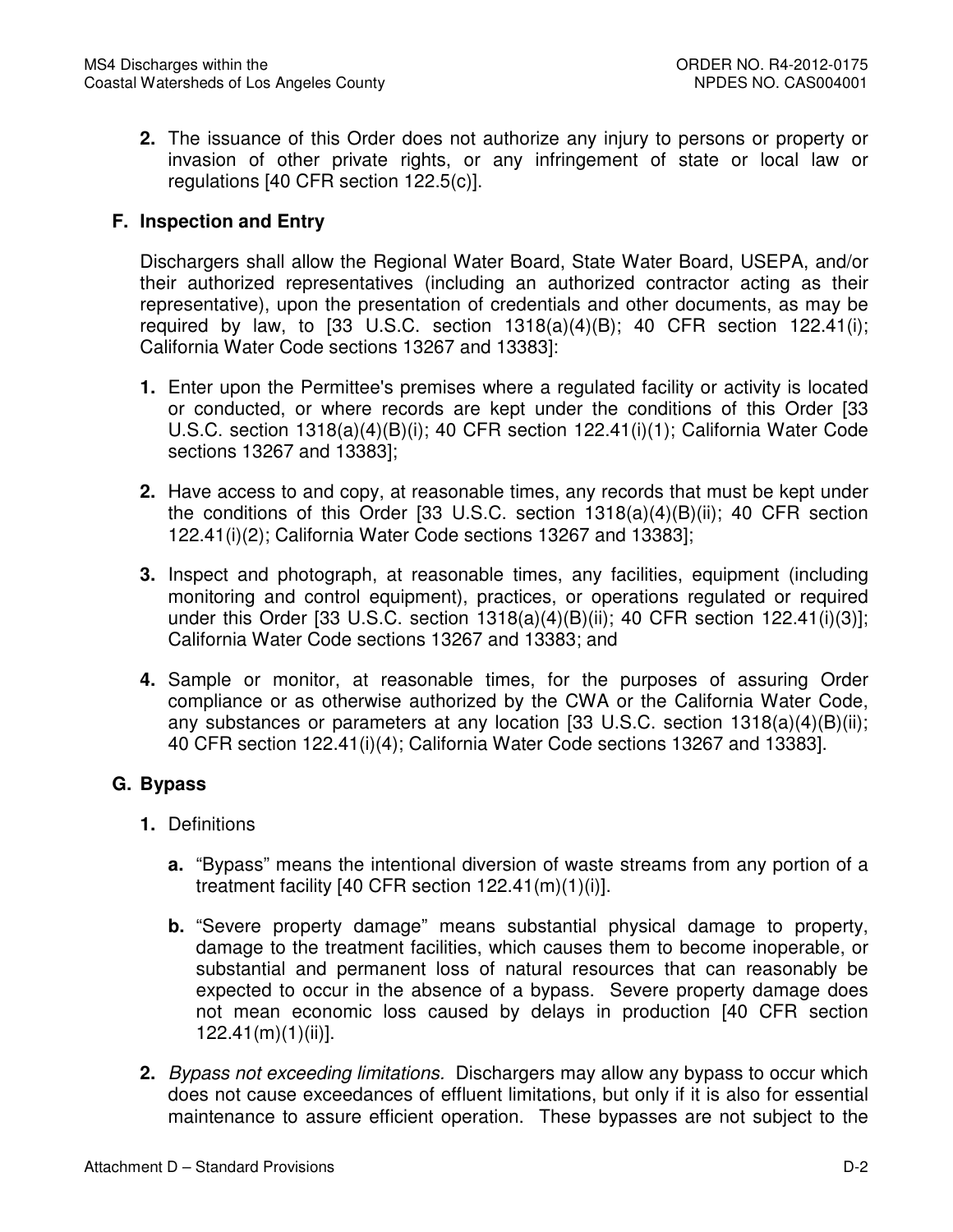2. The issuance of this Order does not authorize any injury to persons or property or invasion of other private rights, or any infringement of state or local law or regulations [40 CFR section 122.5(c)].

## F. Inspection and Entry

Dischargers shall allow the Regional Water Board, State Water Board, USEPA, and/or their authorized representatives (including an authorized contractor acting as their representative), upon the presentation of credentials and other documents, as may be required by law, to [33 U.S.C. section 1318(a)(4)(B); 40 CFR section 122.41(i); California Water Code sections 13267 and 13383]:

1. Enter upon the Permittee's premises where a regulated facility or activity is located or conducted, or where records are kept under the conditions of this Order [33 U.S.C. section 1318(a)(4)(B)(i); 40 CFR section 122.41(i)(1); California Water Code sections 13267 and 13383];

2. Have access to and copy, at reasonable times, any records that must be kept under the conditions of this Order [33 U.S.C. section 1318(a)(4)(B)(ii); 40 CFR section 122.41(i)(2); California Water Code sections 13267 and 13383];

3. Inspect and photograph, at reasonable times, any facilities, equipment (including monitoring and control equipment), practices, or operations regulated or required under this Order [33 U.S.C. section 1318(a)(4)(B)(ii); 40 CFR section 122.41(i)(3)]; California Water Code sections 13267 and 13383; and

4. Sample or monitor, at reasonable times, for the purposes of assuring Order compliance or as otherwise authorized by the CWA or the California Water Code, any substances or parameters at any location [33 U.S.C. section 1318(a)(4)(B)(ii); 40 CFR section 122.41(i)(4); California Water Code sections 13267 and 13383].

## G. Bypass

1. Definitions

   a. "Bypass" means the intentional diversion of waste streams from any portion of a treatment facility [40 CFR section 122.41(m)(1)(i)].

   b. "Severe property damage" means substantial physical damage to property, damage to the treatment facilities, which causes them to become inoperable, or substantial and permanent loss of natural resources that can reasonably be expected to occur in the absence of a bypass. Severe property damage does not mean economic loss caused by delays in production [40 CFR section 122.41(m)(1)(ii)].

2. *Bypass not exceeding limitations*. Dischargers may allow any bypass to occur which does not cause exceedances of effluent limitations, but only if it is also for essential maintenance to assure efficient operation. These bypasses are not subject to the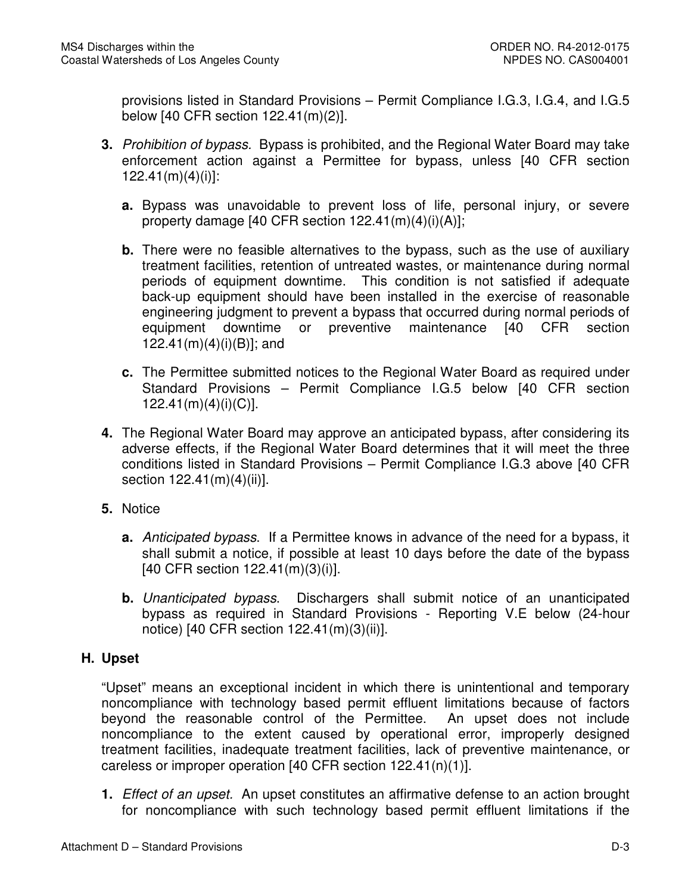provisions listed in Standard Provisions – Permit Compliance I.G.3, I.G.4, and I.G.5 below [40 CFR section 122.41(m)(2)].

**3.** *Prohibition of bypass.* Bypass is prohibited, and the Regional Water Board may take enforcement action against a Permittee for bypass, unless [40 CFR section 122.41(m)(4)(i)]:

- **a.** Bypass was unavoidable to prevent loss of life, personal injury, or severe property damage [40 CFR section 122.41(m)(4)(i)(A)];

- **b.** There were no feasible alternatives to the bypass, such as the use of auxiliary treatment facilities, retention of untreated wastes, or maintenance during normal periods of equipment downtime. This condition is not satisfied if adequate back-up equipment should have been installed in the exercise of reasonable engineering judgment to prevent a bypass that occurred during normal periods of equipment downtime or preventive maintenance [40 CFR section 122.41(m)(4)(i)(B)]; and

- **c.** The Permittee submitted notices to the Regional Water Board as required under Standard Provisions – Permit Compliance I.G.5 below [40 CFR section 122.41(m)(4)(i)(C)].

**4.** The Regional Water Board may approve an anticipated bypass, after considering its adverse effects, if the Regional Water Board determines that it will meet the three conditions listed in Standard Provisions – Permit Compliance I.G.3 above [40 CFR section 122.41(m)(4)(ii)].

**5.** Notice

- **a.** *Anticipated bypass*. If a Permittee knows in advance of the need for a bypass, it shall submit a notice, if possible at least 10 days before the date of the bypass [40 CFR section 122.41(m)(3)(i)].

- **b.** *Unanticipated bypass*. Dischargers shall submit notice of an unanticipated bypass as required in Standard Provisions - Reporting V.E below (24-hour notice) [40 CFR section 122.41(m)(3)(ii)].

## H. Upset

"Upset" means an exceptional incident in which there is unintentional and temporary noncompliance with technology based permit effluent limitations because of factors beyond the reasonable control of the Permittee. An upset does not include noncompliance to the extent caused by operational error, improperly designed treatment facilities, inadequate treatment facilities, lack of preventive maintenance, or careless or improper operation [40 CFR section 122.41(n)(1)].

**1.** *Effect of an upset.* An upset constitutes an affirmative defense to an action brought for noncompliance with such technology based permit effluent limitations if the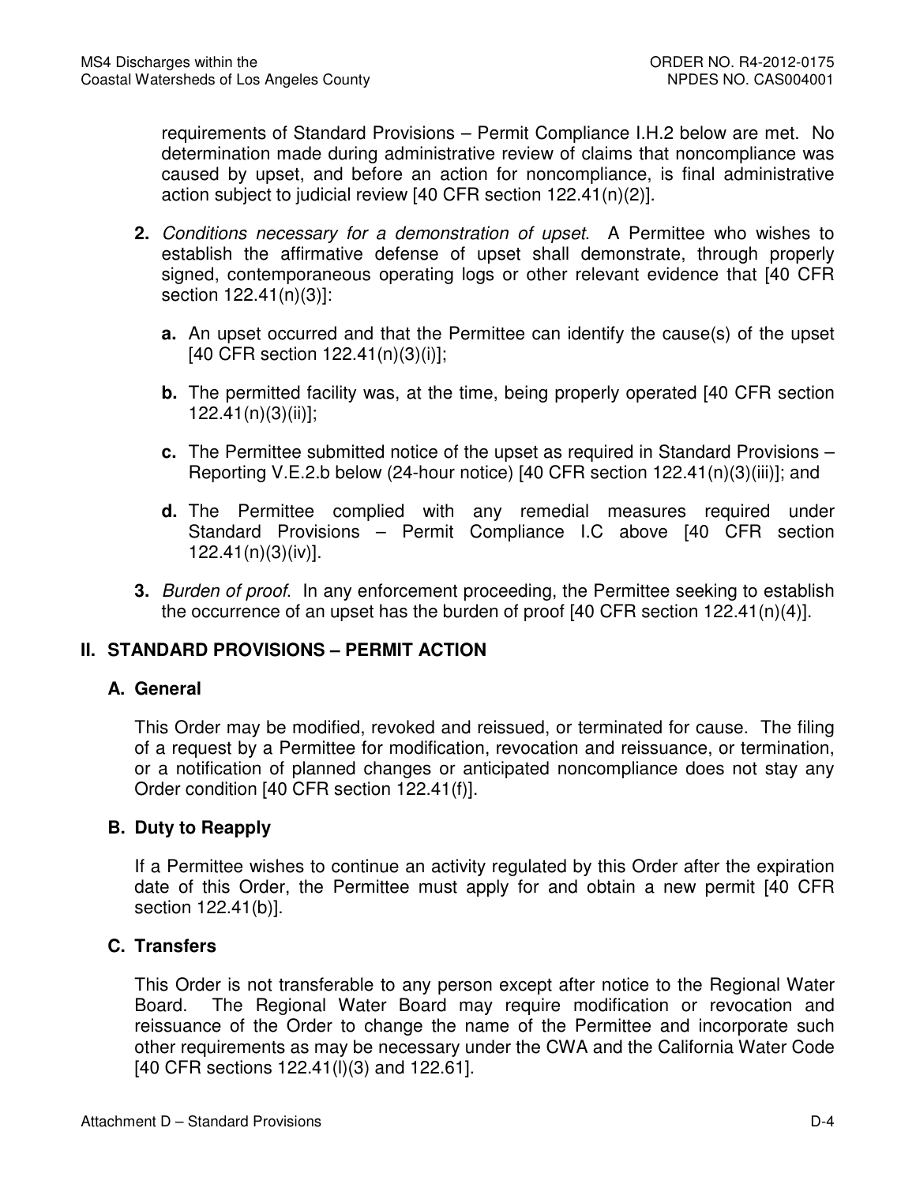requirements of Standard Provisions – Permit Compliance I.H.2 below are met. No determination made during administrative review of claims that noncompliance was caused by upset, and before an action for noncompliance, is final administrative action subject to judicial review [40 CFR section 122.41(n)(2)].

**2.** *Conditions necessary for a demonstration of upset.* A Permittee who wishes to establish the affirmative defense of upset shall demonstrate, through properly signed, contemporaneous operating logs or other relevant evidence that [40 CFR section 122.41(n)(3)]:

   **a.** An upset occurred and that the Permittee can identify the cause(s) of the upset [40 CFR section 122.41(n)(3)(i)];

   **b.** The permitted facility was, at the time, being properly operated [40 CFR section 122.41(n)(3)(ii)];

   **c.** The Permittee submitted notice of the upset as required in Standard Provisions – Reporting V.E.2.b below (24-hour notice) [40 CFR section 122.41(n)(3)(iii)]; and

   **d.** The Permittee complied with any remedial measures required under Standard Provisions – Permit Compliance I.C above [40 CFR section 122.41(n)(3)(iv)].

**3.** *Burden of proof.* In any enforcement proceeding, the Permittee seeking to establish the occurrence of an upset has the burden of proof [40 CFR section 122.41(n)(4)].

## II. STANDARD PROVISIONS – PERMIT ACTION

### A. General

This Order may be modified, revoked and reissued, or terminated for cause. The filing of a request by a Permittee for modification, revocation and reissuance, or termination, or a notification of planned changes or anticipated noncompliance does not stay any Order condition [40 CFR section 122.41(f)].

### B. Duty to Reapply

If a Permittee wishes to continue an activity regulated by this Order after the expiration date of this Order, the Permittee must apply for and obtain a new permit [40 CFR section 122.41(b)].

### C. Transfers

This Order is not transferable to any person except after notice to the Regional Water Board. The Regional Water Board may require modification or revocation and reissuance of the Order to change the name of the Permittee and incorporate such other requirements as may be necessary under the CWA and the California Water Code [40 CFR sections 122.41(l)(3) and 122.61].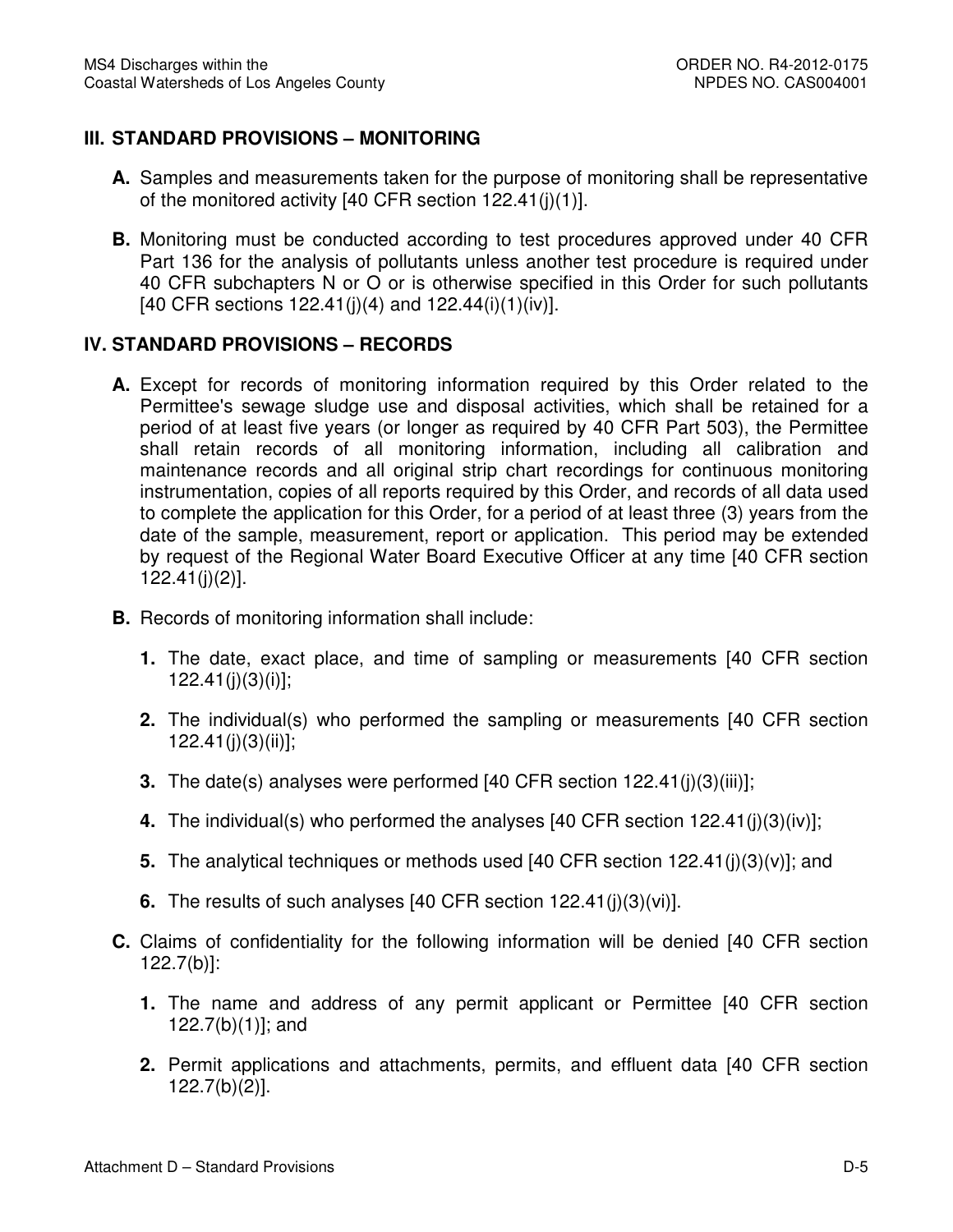## III. STANDARD PROVISIONS – MONITORING

**A.** Samples and measurements taken for the purpose of monitoring shall be representative of the monitored activity [40 CFR section 122.41(j)(1)].

**B.** Monitoring must be conducted according to test procedures approved under 40 CFR Part 136 for the analysis of pollutants unless another test procedure is required under 40 CFR subchapters N or O or is otherwise specified in this Order for such pollutants [40 CFR sections 122.41(j)(4) and 122.44(i)(1)(iv)].

## IV. STANDARD PROVISIONS – RECORDS

**A.** Except for records of monitoring information required by this Order related to the Permittee's sewage sludge use and disposal activities, which shall be retained for a period of at least five years (or longer as required by 40 CFR Part 503), the Permittee shall retain records of all monitoring information, including all calibration and maintenance records and all original strip chart recordings for continuous monitoring instrumentation, copies of all reports required by this Order, and records of all data used to complete the application for this Order, for a period of at least three (3) years from the date of the sample, measurement, report or application. This period may be extended by request of the Regional Water Board Executive Officer at any time [40 CFR section 122.41(j)(2)].

**B.** Records of monitoring information shall include:

**1.** The date, exact place, and time of sampling or measurements [40 CFR section 122.41(j)(3)(i)];

**2.** The individual(s) who performed the sampling or measurements [40 CFR section 122.41(j)(3)(ii)];

**3.** The date(s) analyses were performed [40 CFR section 122.41(j)(3)(iii)];

**4.** The individual(s) who performed the analyses [40 CFR section 122.41(j)(3)(iv)];

**5.** The analytical techniques or methods used [40 CFR section 122.41(j)(3)(v)]; and

**6.** The results of such analyses [40 CFR section 122.41(j)(3)(vi)].

**C.** Claims of confidentiality for the following information will be denied [40 CFR section 122.7(b)]:

**1.** The name and address of any permit applicant or Permittee [40 CFR section 122.7(b)(1)]; and

**2.** Permit applications and attachments, permits, and effluent data [40 CFR section 122.7(b)(2)].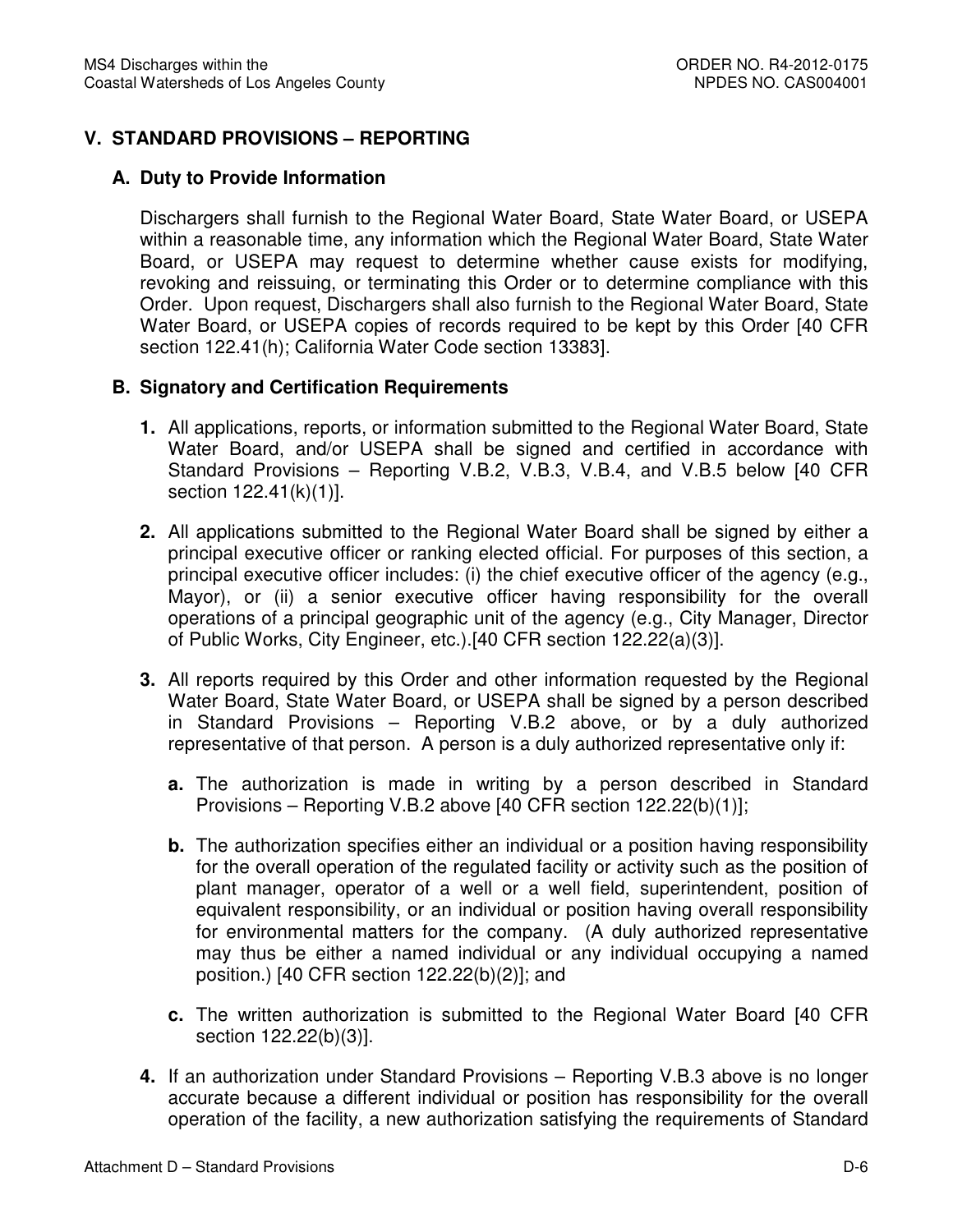## V. STANDARD PROVISIONS – REPORTING

### A. Duty to Provide Information

Dischargers shall furnish to the Regional Water Board, State Water Board, or USEPA within a reasonable time, any information which the Regional Water Board, State Water Board, or USEPA may request to determine whether cause exists for modifying, revoking and reissuing, or terminating this Order or to determine compliance with this Order. Upon request, Dischargers shall also furnish to the Regional Water Board, State Water Board, or USEPA copies of records required to be kept by this Order [40 CFR section 122.41(h); California Water Code section 13383].

### B. Signatory and Certification Requirements

1. All applications, reports, or information submitted to the Regional Water Board, State Water Board, and/or USEPA shall be signed and certified in accordance with Standard Provisions – Reporting V.B.2, V.B.3, V.B.4, and V.B.5 below [40 CFR section 122.41(k)(1)].

2. All applications submitted to the Regional Water Board shall be signed by either a principal executive officer or ranking elected official. For purposes of this section, a principal executive officer includes: (i) the chief executive officer of the agency (e.g., Mayor), or (ii) a senior executive officer having responsibility for the overall operations of a principal geographic unit of the agency (e.g., City Manager, Director of Public Works, City Engineer, etc.).[40 CFR section 122.22(a)(3)].

3. All reports required by this Order and other information requested by the Regional Water Board, State Water Board, or USEPA shall be signed by a person described in Standard Provisions – Reporting V.B.2 above, or by a duly authorized representative of that person. A person is a duly authorized representative only if:

   a. The authorization is made in writing by a person described in Standard Provisions – Reporting V.B.2 above [40 CFR section 122.22(b)(1)];

   b. The authorization specifies either an individual or a position having responsibility for the overall operation of the regulated facility or activity such as the position of plant manager, operator of a well or a well field, superintendent, position of equivalent responsibility, or an individual or position having overall responsibility for environmental matters for the company. (A duly authorized representative may thus be either a named individual or any individual occupying a named position.) [40 CFR section 122.22(b)(2)]; and

   c. The written authorization is submitted to the Regional Water Board [40 CFR section 122.22(b)(3)].

4. If an authorization under Standard Provisions – Reporting V.B.3 above is no longer accurate because a different individual or position has responsibility for the overall operation of the facility, a new authorization satisfying the requirements of Standard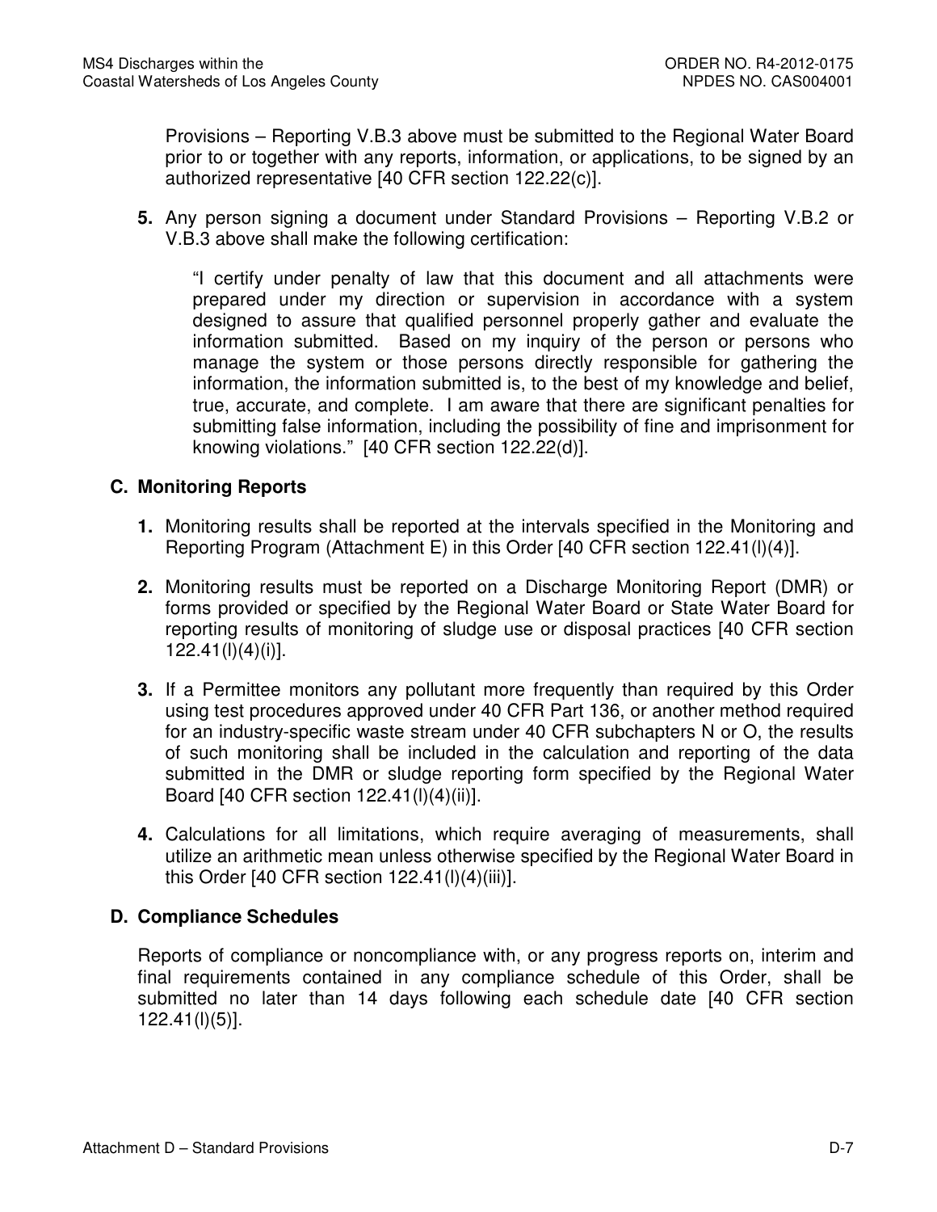Provisions – Reporting V.B.3 above must be submitted to the Regional Water Board prior to or together with any reports, information, or applications, to be signed by an authorized representative [40 CFR section 122.22(c)].

**5.** Any person signing a document under Standard Provisions – Reporting V.B.2 or V.B.3 above shall make the following certification:

> "I certify under penalty of law that this document and all attachments were prepared under my direction or supervision in accordance with a system designed to assure that qualified personnel properly gather and evaluate the information submitted. Based on my inquiry of the person or persons who manage the system or those persons directly responsible for gathering the information, the information submitted is, to the best of my knowledge and belief, true, accurate, and complete. I am aware that there are significant penalties for submitting false information, including the possibility of fine and imprisonment for knowing violations." [40 CFR section 122.22(d)].

## C. Monitoring Reports

**1.** Monitoring results shall be reported at the intervals specified in the Monitoring and Reporting Program (Attachment E) in this Order [40 CFR section 122.41(l)(4)].

**2.** Monitoring results must be reported on a Discharge Monitoring Report (DMR) or forms provided or specified by the Regional Water Board or State Water Board for reporting results of monitoring of sludge use or disposal practices [40 CFR section 122.41(l)(4)(i)].

**3.** If a Permittee monitors any pollutant more frequently than required by this Order using test procedures approved under 40 CFR Part 136, or another method required for an industry-specific waste stream under 40 CFR subchapters N or O, the results of such monitoring shall be included in the calculation and reporting of the data submitted in the DMR or sludge reporting form specified by the Regional Water Board [40 CFR section 122.41(l)(4)(ii)].

**4.** Calculations for all limitations, which require averaging of measurements, shall utilize an arithmetic mean unless otherwise specified by the Regional Water Board in this Order [40 CFR section 122.41(l)(4)(iii)].

## D. Compliance Schedules

Reports of compliance or noncompliance with, or any progress reports on, interim and final requirements contained in any compliance schedule of this Order, shall be submitted no later than 14 days following each schedule date [40 CFR section 122.41(l)(5)].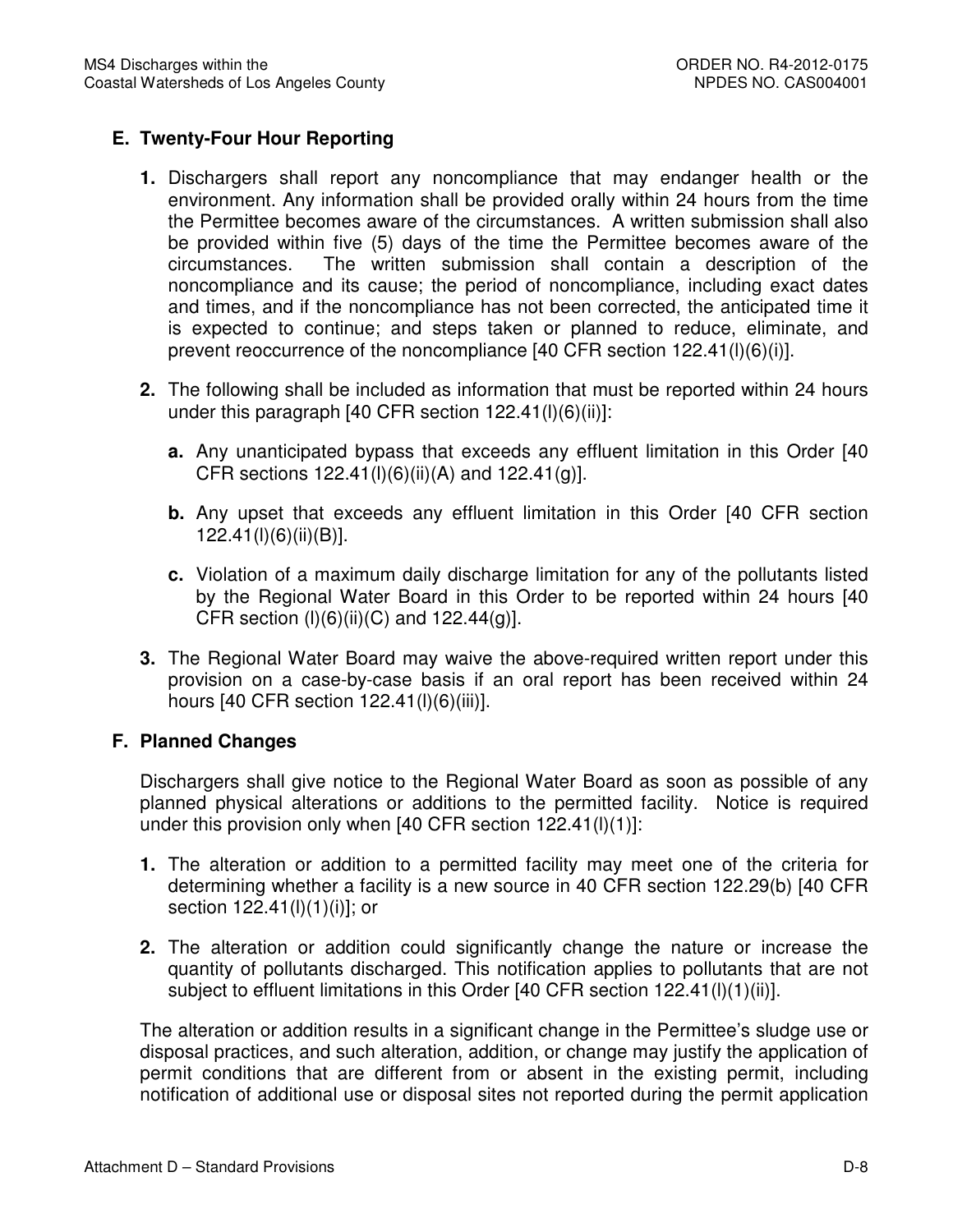## E. Twenty-Four Hour Reporting

1. Dischargers shall report any noncompliance that may endanger health or the environment. Any information shall be provided orally within 24 hours from the time the Permittee becomes aware of the circumstances. A written submission shall also be provided within five (5) days of the time the Permittee becomes aware of the circumstances. The written submission shall contain a description of the noncompliance and its cause; the period of noncompliance, including exact dates and times, and if the noncompliance has not been corrected, the anticipated time it is expected to continue; and steps taken or planned to reduce, eliminate, and prevent reoccurrence of the noncompliance [40 CFR section 122.41(l)(6)(i)].

2. The following shall be included as information that must be reported within 24 hours under this paragraph [40 CFR section 122.41(l)(6)(ii)]:

   a. Any unanticipated bypass that exceeds any effluent limitation in this Order [40 CFR sections 122.41(l)(6)(ii)(A) and 122.41(g)].

   b. Any upset that exceeds any effluent limitation in this Order [40 CFR section 122.41(l)(6)(ii)(B)].

   c. Violation of a maximum daily discharge limitation for any of the pollutants listed by the Regional Water Board in this Order to be reported within 24 hours [40 CFR section (l)(6)(ii)(C) and 122.44(g)].

3. The Regional Water Board may waive the above-required written report under this provision on a case-by-case basis if an oral report has been received within 24 hours [40 CFR section 122.41(l)(6)(iii)].

## F. Planned Changes

Dischargers shall give notice to the Regional Water Board as soon as possible of any planned physical alterations or additions to the permitted facility. Notice is required under this provision only when [40 CFR section 122.41(l)(1)]:

1. The alteration or addition to a permitted facility may meet one of the criteria for determining whether a facility is a new source in 40 CFR section 122.29(b) [40 CFR section 122.41(l)(1)(i)]; or

2. The alteration or addition could significantly change the nature or increase the quantity of pollutants discharged. This notification applies to pollutants that are not subject to effluent limitations in this Order [40 CFR section 122.41(l)(1)(ii)].

The alteration or addition results in a significant change in the Permittee's sludge use or disposal practices, and such alteration, addition, or change may justify the application of permit conditions that are different from or absent in the existing permit, including notification of additional use or disposal sites not reported during the permit application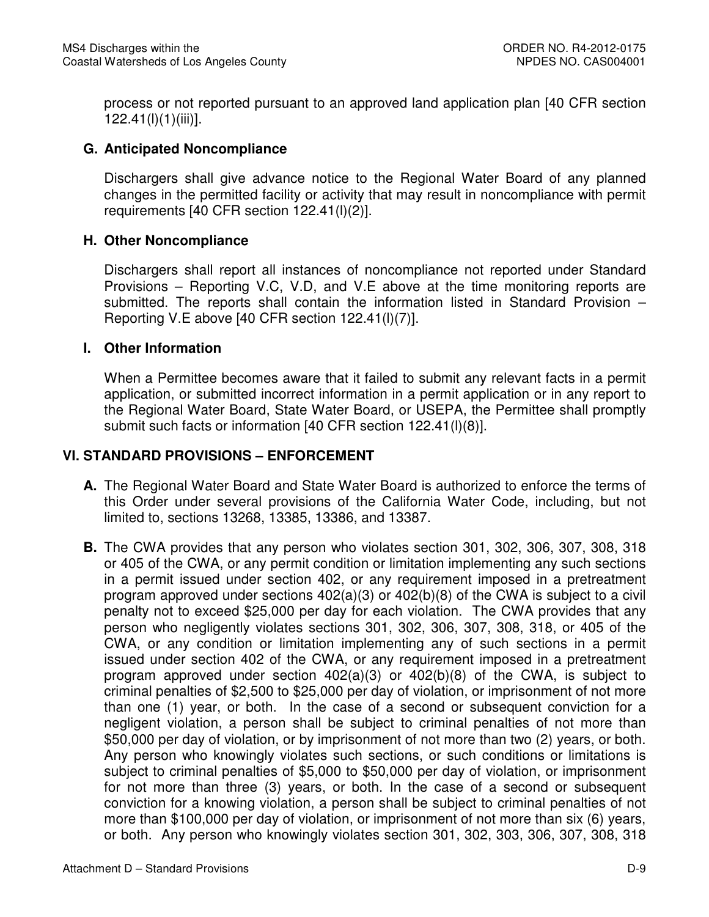process or not reported pursuant to an approved land application plan [40 CFR section 122.41(l)(1)(iii)].

### G. Anticipated Noncompliance

Dischargers shall give advance notice to the Regional Water Board of any planned changes in the permitted facility or activity that may result in noncompliance with permit requirements [40 CFR section 122.41(l)(2)].

### H. Other Noncompliance

Dischargers shall report all instances of noncompliance not reported under Standard Provisions – Reporting V.C, V.D, and V.E above at the time monitoring reports are submitted. The reports shall contain the information listed in Standard Provision – Reporting V.E above [40 CFR section 122.41(l)(7)].

### I. Other Information

When a Permittee becomes aware that it failed to submit any relevant facts in a permit application, or submitted incorrect information in a permit application or in any report to the Regional Water Board, State Water Board, or USEPA, the Permittee shall promptly submit such facts or information [40 CFR section 122.41(l)(8)].

## VI. STANDARD PROVISIONS – ENFORCEMENT

**A.** The Regional Water Board and State Water Board is authorized to enforce the terms of this Order under several provisions of the California Water Code, including, but not limited to, sections 13268, 13385, 13386, and 13387.

**B.** The CWA provides that any person who violates section 301, 302, 306, 307, 308, 318 or 405 of the CWA, or any permit condition or limitation implementing any such sections in a permit issued under section 402, or any requirement imposed in a pretreatment program approved under sections 402(a)(3) or 402(b)(8) of the CWA is subject to a civil penalty not to exceed $25,000 per day for each violation. The CWA provides that any person who negligently violates sections 301, 302, 306, 307, 308, 318, or 405 of the CWA, or any condition or limitation implementing any of such sections in a permit issued under section 402 of the CWA, or any requirement imposed in a pretreatment program approved under section 402(a)(3) or 402(b)(8) of the CWA, is subject to criminal penalties of $2,500 to $25,000 per day of violation, or imprisonment of not more than one (1) year, or both. In the case of a second or subsequent conviction for a negligent violation, a person shall be subject to criminal penalties of not more than $50,000 per day of violation, or by imprisonment of not more than two (2) years, or both. Any person who knowingly violates such sections, or such conditions or limitations is subject to criminal penalties of $5,000 to $50,000 per day of violation, or imprisonment for not more than three (3) years, or both. In the case of a second or subsequent conviction for a knowing violation, a person shall be subject to criminal penalties of not more than $100,000 per day of violation, or imprisonment of not more than six (6) years, or both. Any person who knowingly violates section 301, 302, 303, 306, 307, 308, 318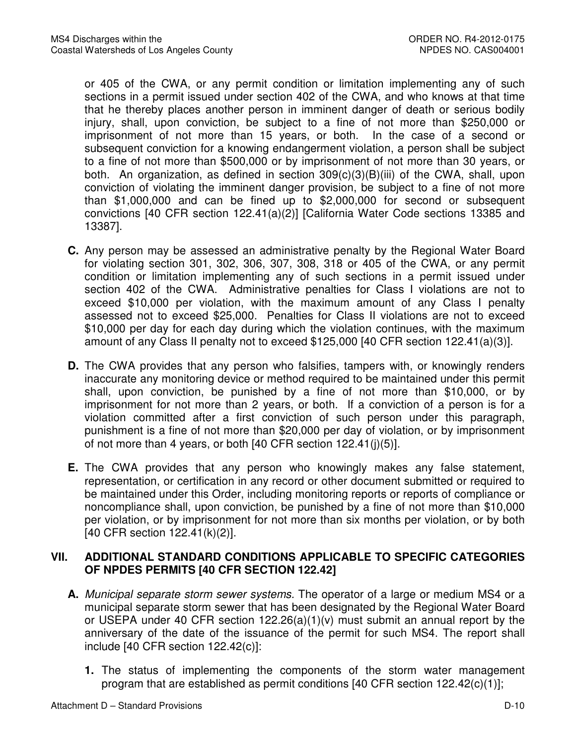or 405 of the CWA, or any permit condition or limitation implementing any of such sections in a permit issued under section 402 of the CWA, and who knows at that time that he thereby places another person in imminent danger of death or serious bodily injury, shall, upon conviction, be subject to a fine of not more than $250,000 or imprisonment of not more than 15 years, or both. In the case of a second or subsequent conviction for a knowing endangerment violation, a person shall be subject to a fine of not more than $500,000 or by imprisonment of not more than 30 years, or both. An organization, as defined in section 309(c)(3)(B)(iii) of the CWA, shall, upon conviction of violating the imminent danger provision, be subject to a fine of not more than $1,000,000 and can be fined up to $2,000,000 for second or subsequent convictions [40 CFR section 122.41(a)(2)] [California Water Code sections 13385 and 13387].

**C.** Any person may be assessed an administrative penalty by the Regional Water Board for violating section 301, 302, 306, 307, 308, 318 or 405 of the CWA, or any permit condition or limitation implementing any of such sections in a permit issued under section 402 of the CWA. Administrative penalties for Class I violations are not to exceed $10,000 per violation, with the maximum amount of any Class I penalty assessed not to exceed $25,000. Penalties for Class II violations are not to exceed $10,000 per day for each day during which the violation continues, with the maximum amount of any Class II penalty not to exceed $125,000 [40 CFR section 122.41(a)(3)].

**D.** The CWA provides that any person who falsifies, tampers with, or knowingly renders inaccurate any monitoring device or method required to be maintained under this permit shall, upon conviction, be punished by a fine of not more than $10,000, or by imprisonment for not more than 2 years, or both. If a conviction of a person is for a violation committed after a first conviction of such person under this paragraph, punishment is a fine of not more than $20,000 per day of violation, or by imprisonment of not more than 4 years, or both [40 CFR section 122.41(j)(5)].

**E.** The CWA provides that any person who knowingly makes any false statement, representation, or certification in any record or other document submitted or required to be maintained under this Order, including monitoring reports or reports of compliance or noncompliance shall, upon conviction, be punished by a fine of not more than $10,000 per violation, or by imprisonment for not more than six months per violation, or by both [40 CFR section 122.41(k)(2)].

## VII. ADDITIONAL STANDARD CONDITIONS APPLICABLE TO SPECIFIC CATEGORIES OF NPDES PERMITS [40 CFR SECTION 122.42]

**A.** *Municipal separate storm sewer systems.* The operator of a large or medium MS4 or a municipal separate storm sewer that has been designated by the Regional Water Board or USEPA under 40 CFR section 122.26(a)(1)(v) must submit an annual report by the anniversary of the date of the issuance of the permit for such MS4. The report shall include [40 CFR section 122.42(c)]:

**1.** The status of implementing the components of the storm water management program that are established as permit conditions [40 CFR section 122.42(c)(1)];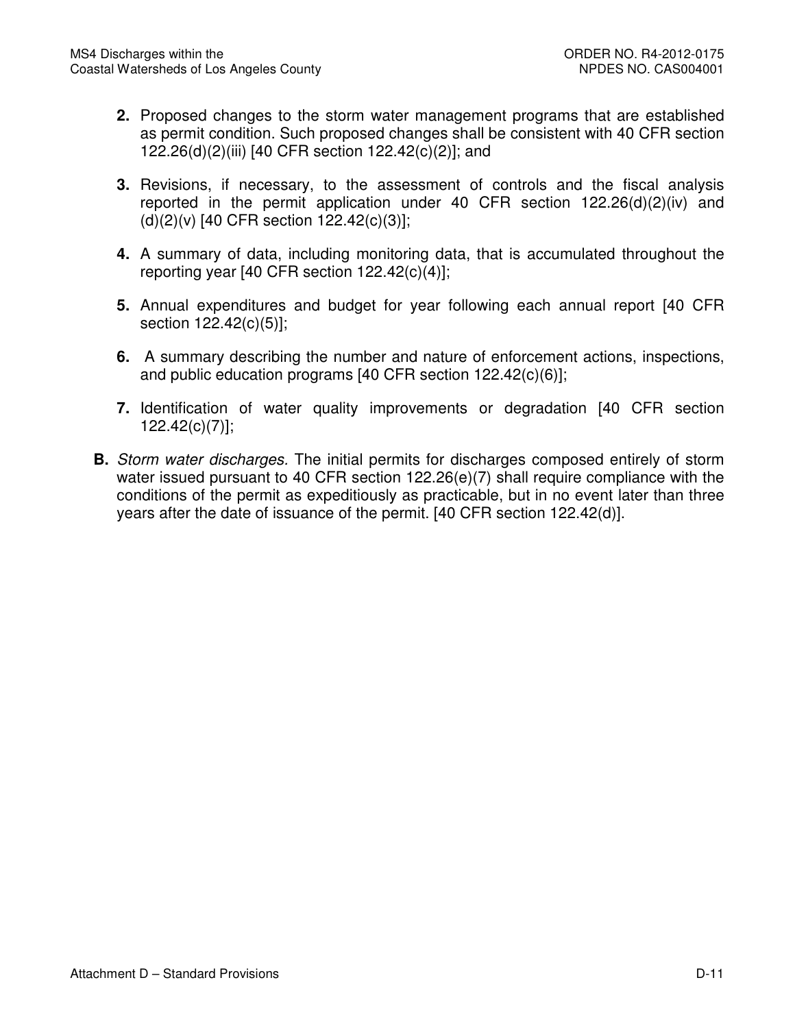2. Proposed changes to the storm water management programs that are established as permit condition. Such proposed changes shall be consistent with 40 CFR section 122.26(d)(2)(iii) [40 CFR section 122.42(c)(2)]; and

3. Revisions, if necessary, to the assessment of controls and the fiscal analysis reported in the permit application under 40 CFR section 122.26(d)(2)(iv) and (d)(2)(v) [40 CFR section 122.42(c)(3)];

4. A summary of data, including monitoring data, that is accumulated throughout the reporting year [40 CFR section 122.42(c)(4)];

5. Annual expenditures and budget for year following each annual report [40 CFR section 122.42(c)(5)];

6. A summary describing the number and nature of enforcement actions, inspections, and public education programs [40 CFR section 122.42(c)(6)];

7. Identification of water quality improvements or degradation [40 CFR section 122.42(c)(7)];

**B.** *Storm water discharges.* The initial permits for discharges composed entirely of storm water issued pursuant to 40 CFR section 122.26(e)(7) shall require compliance with the conditions of the permit as expeditiously as practicable, but in no event later than three years after the date of issuance of the permit. [40 CFR section 122.42(d)].